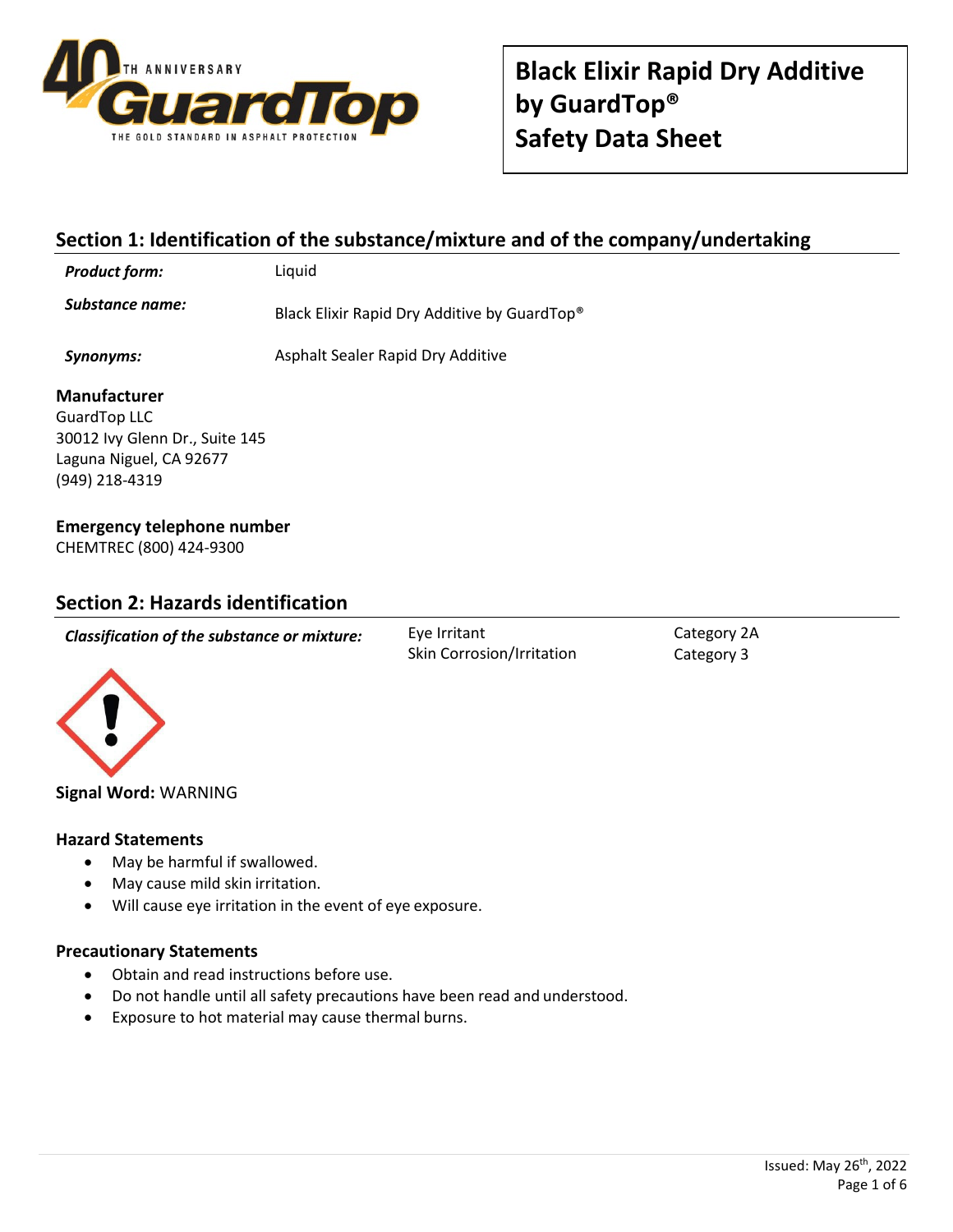# Black Elixir Rapid Dry Additive by GuardTop® Safety Data Sheet

## Section 1: Identification of the substance/mixture and of the company/undertaking

| | |
|---|---|
| ***Product form:*** | Liquid |
| ***Substance name:*** | Black Elixir Rapid Dry Additive by GuardTop® |
| ***Synonyms:*** | Asphalt Sealer Rapid Dry Additive |

**Manufacturer**
GuardTop LLC
30012 Ivy Glenn Dr., Suite 145
Laguna Niguel, CA 92677
(949) 218-4319

**Emergency telephone number**
CHEMTREC (800) 424-9300

## Section 2: Hazards identification

| ***Classification of the substance or mixture:*** | | |
|---|---|---|
| | Eye Irritant | Category 2A |
| | Skin Corrosion/Irritation | Category 3 |

**Signal Word:** WARNING

### Hazard Statements

- May be harmful if swallowed.
- May cause mild skin irritation.
- Will cause eye irritation in the event of eye exposure.

### Precautionary Statements

- Obtain and read instructions before use.
- Do not handle until all safety precautions have been read and understood.
- Exposure to hot material may cause thermal burns.

Issued: May 26th, 2022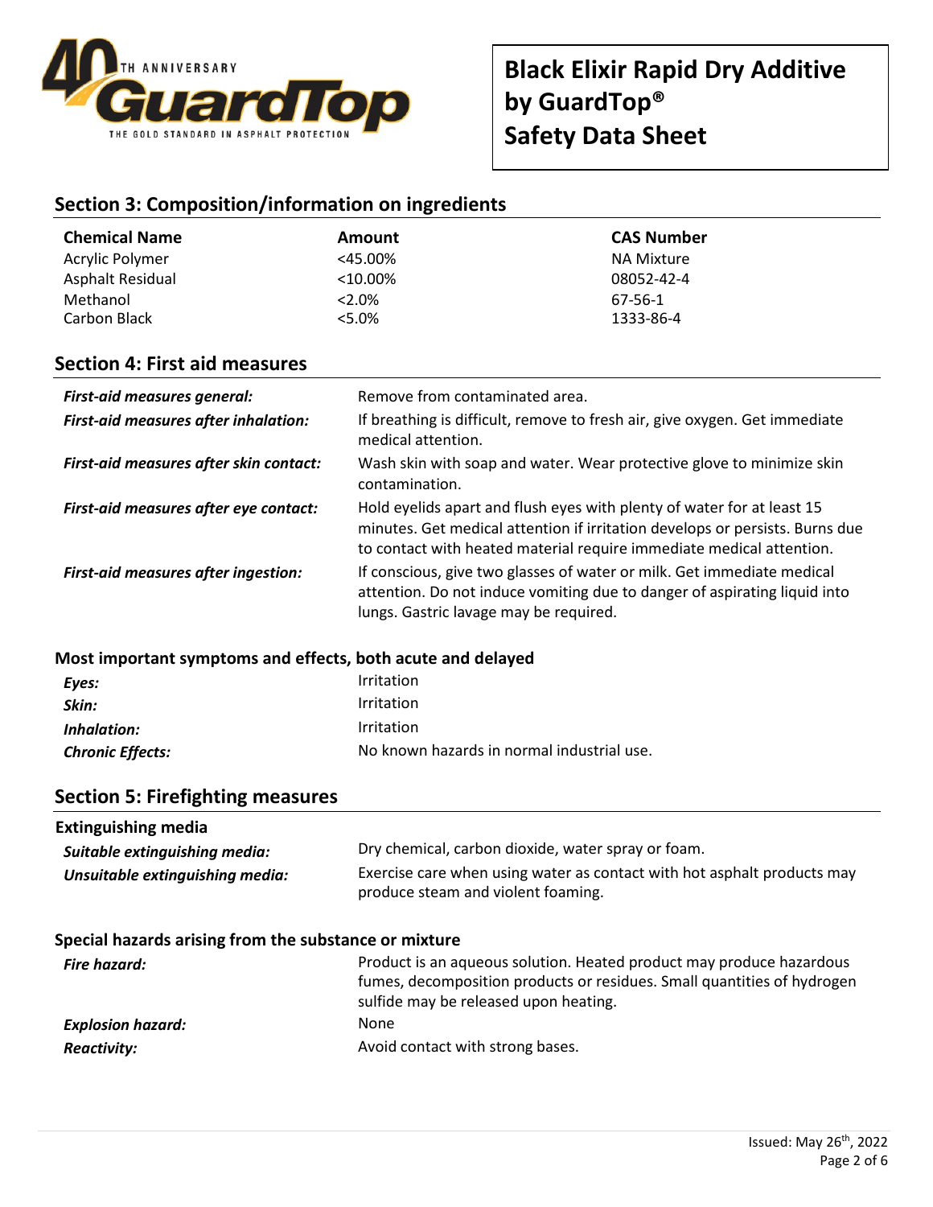## Section 3: Composition/information on ingredients

| Chemical Name | Amount | CAS Number |
|---|---|---|
| Acrylic Polymer | <45.00% | NA Mixture |
| Asphalt Residual | <10.00% | 08052-42-4 |
| Methanol | <2.0% | 67-56-1 |
| Carbon Black | <5.0% | 1333-86-4 |

## Section 4: First aid measures

| | |
|---|---|
| ***First-aid measures general:*** | Remove from contaminated area. |
| ***First-aid measures after inhalation:*** | If breathing is difficult, remove to fresh air, give oxygen. Get immediate medical attention. |
| ***First-aid measures after skin contact:*** | Wash skin with soap and water. Wear protective glove to minimize skin contamination. |
| ***First-aid measures after eye contact:*** | Hold eyelids apart and flush eyes with plenty of water for at least 15 minutes. Get medical attention if irritation develops or persists. Burns due to contact with heated material require immediate medical attention. |
| ***First-aid measures after ingestion:*** | If conscious, give two glasses of water or milk. Get immediate medical attention. Do not induce vomiting due to danger of aspirating liquid into lungs. Gastric lavage may be required. |

### Most important symptoms and effects, both acute and delayed

| | |
|---|---|
| ***Eyes:*** | Irritation |
| ***Skin:*** | Irritation |
| ***Inhalation:*** | Irritation |
| ***Chronic Effects:*** | No known hazards in normal industrial use. |

## Section 5: Firefighting measures

### Extinguishing media

| | |
|---|---|
| ***Suitable extinguishing media:*** | Dry chemical, carbon dioxide, water spray or foam. |
| ***Unsuitable extinguishing media:*** | Exercise care when using water as contact with hot asphalt products may produce steam and violent foaming. |

### Special hazards arising from the substance or mixture

| | |
|---|---|
| ***Fire hazard:*** | Product is an aqueous solution. Heated product may produce hazardous fumes, decomposition products or residues. Small quantities of hydrogen sulfide may be released upon heating. |
| ***Explosion hazard:*** | None |
| ***Reactivity:*** | Avoid contact with strong bases. |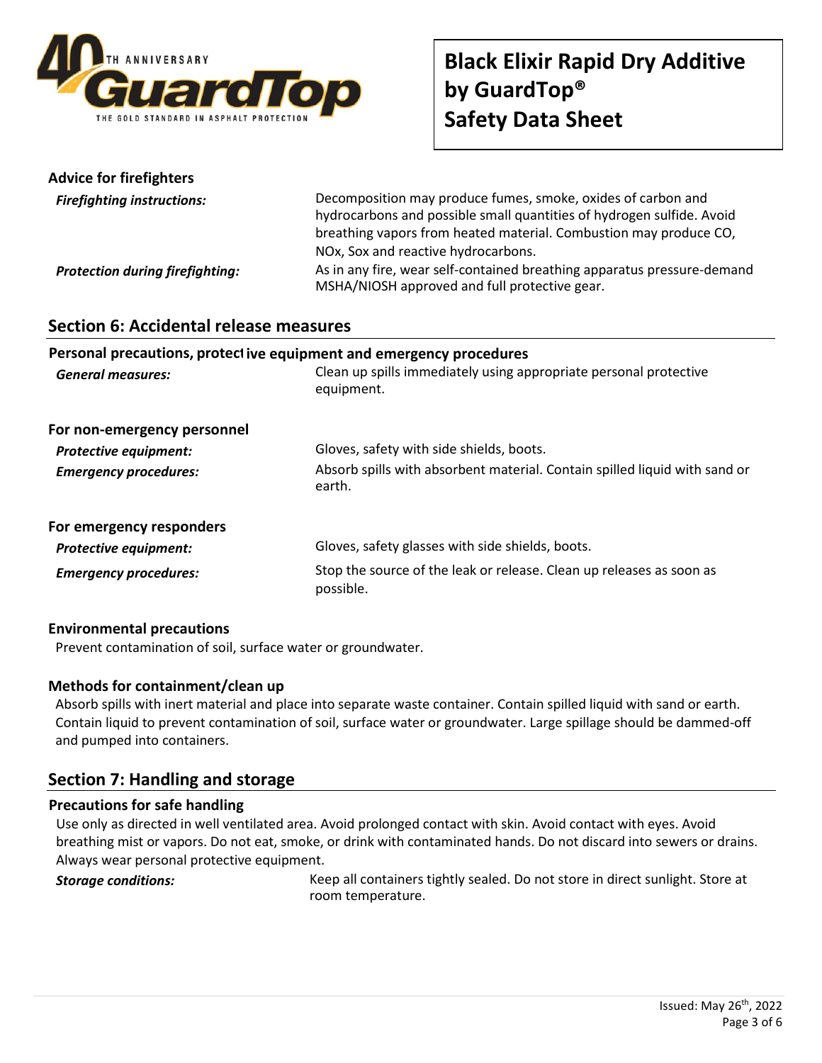### Advice for firefighters

***Firefighting instructions:*** Decomposition may produce fumes, smoke, oxides of carbon and hydrocarbons and possible small quantities of hydrogen sulfide. Avoid breathing vapors from heated material. Combustion may produce CO, NOx, Sox and reactive hydrocarbons.

***Protection during firefighting:*** As in any fire, wear self-contained breathing apparatus pressure-demand MSHA/NIOSH approved and full protective gear.

## Section 6: Accidental release measures

### Personal precautions, protective equipment and emergency procedures

***General measures:*** Clean up spills immediately using appropriate personal protective equipment.

### For non-emergency personnel

***Protective equipment:*** Gloves, safety with side shields, boots.

***Emergency procedures:*** Absorb spills with absorbent material. Contain spilled liquid with sand or earth.

### For emergency responders

***Protective equipment:*** Gloves, safety glasses with side shields, boots.

***Emergency procedures:*** Stop the source of the leak or release. Clean up releases as soon as possible.

### Environmental precautions

Prevent contamination of soil, surface water or groundwater.

### Methods for containment/clean up

Absorb spills with inert material and place into separate waste container. Contain spilled liquid with sand or earth. Contain liquid to prevent contamination of soil, surface water or groundwater. Large spillage should be dammed-off and pumped into containers.

## Section 7: Handling and storage

### Precautions for safe handling

Use only as directed in well ventilated area. Avoid prolonged contact with skin. Avoid contact with eyes. Avoid breathing mist or vapors. Do not eat, smoke, or drink with contaminated hands. Do not discard into sewers or drains. Always wear personal protective equipment.

***Storage conditions:*** Keep all containers tightly sealed. Do not store in direct sunlight. Store at room temperature.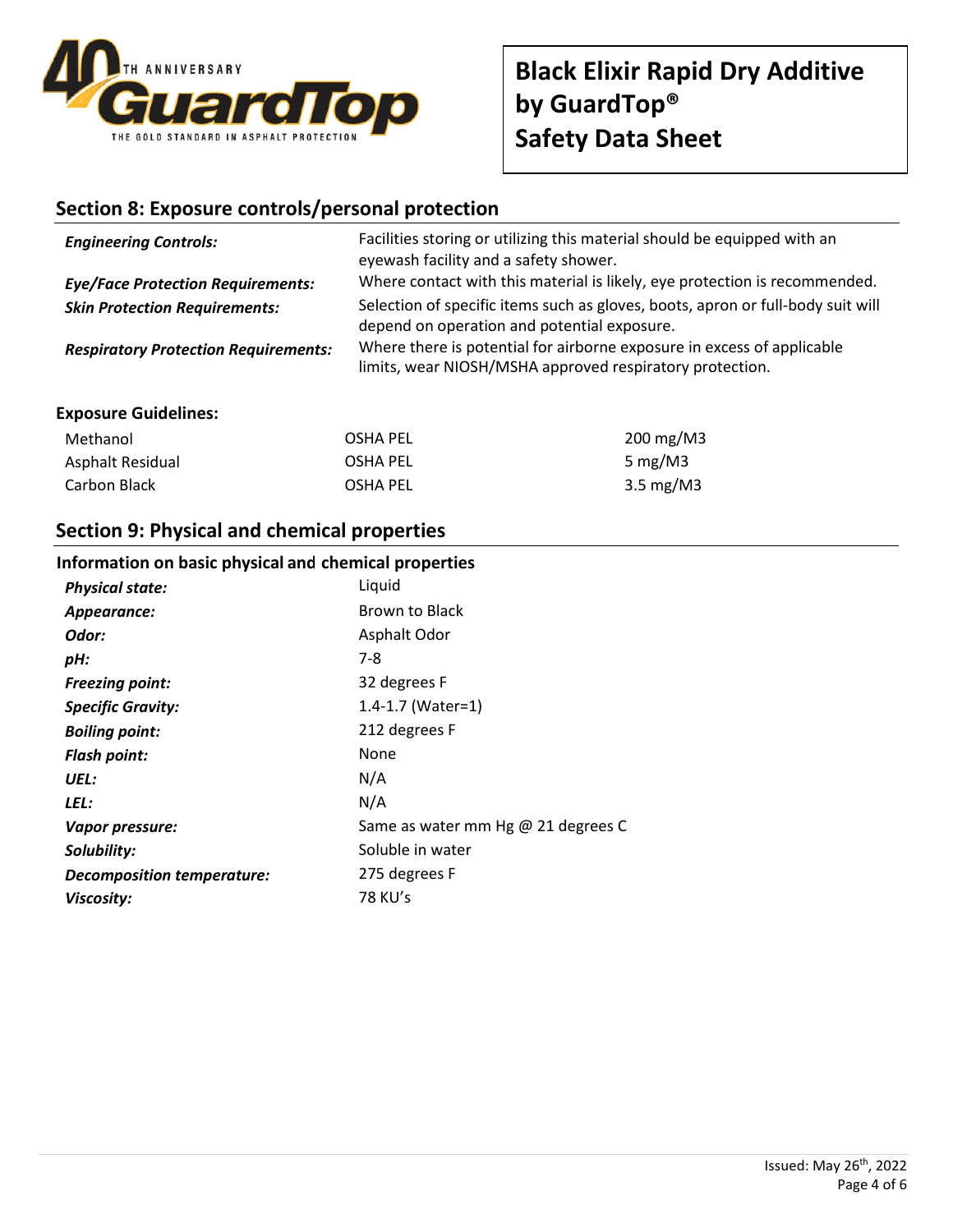# Black Elixir Rapid Dry Additive by GuardTop® Safety Data Sheet

## Section 8: Exposure controls/personal protection

| | |
|---|---|
| ***Engineering Controls:*** | Facilities storing or utilizing this material should be equipped with an eyewash facility and a safety shower. |
| ***Eye/Face Protection Requirements:*** | Where contact with this material is likely, eye protection is recommended. |
| ***Skin Protection Requirements:*** | Selection of specific items such as gloves, boots, apron or full-body suit will depend on operation and potential exposure. |
| ***Respiratory Protection Requirements:*** | Where there is potential for airborne exposure in excess of applicable limits, wear NIOSH/MSHA approved respiratory protection. |

### Exposure Guidelines:

| | | |
|---|---|---|
| Methanol | OSHA PEL | 200 mg/M3 |
| Asphalt Residual | OSHA PEL | 5 mg/M3 |
| Carbon Black | OSHA PEL | 3.5 mg/M3 |

## Section 9: Physical and chemical properties

### Information on basic physical and chemical properties

| | |
|---|---|
| ***Physical state:*** | Liquid |
| ***Appearance:*** | Brown to Black |
| ***Odor:*** | Asphalt Odor |
| ***pH:*** | 7-8 |
| ***Freezing point:*** | 32 degrees F |
| ***Specific Gravity:*** | 1.4-1.7 (Water=1) |
| ***Boiling point:*** | 212 degrees F |
| ***Flash point:*** | None |
| ***UEL:*** | N/A |
| ***LEL:*** | N/A |
| ***Vapor pressure:*** | Same as water mm Hg @ 21 degrees C |
| ***Solubility:*** | Soluble in water |
| ***Decomposition temperature:*** | 275 degrees F |
| ***Viscosity:*** | 78 KU's |

Issued: May 26th, 2022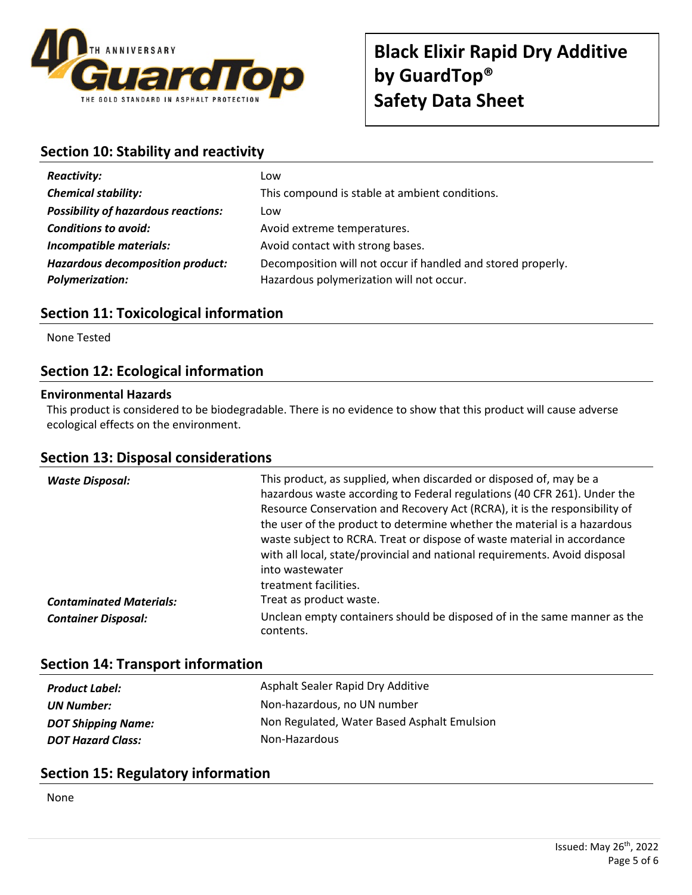## Section 10: Stability and reactivity

| | |
|---|---|
| ***Reactivity:*** | Low |
| ***Chemical stability:*** | This compound is stable at ambient conditions. |
| ***Possibility of hazardous reactions:*** | Low |
| ***Conditions to avoid:*** | Avoid extreme temperatures. |
| ***Incompatible materials:*** | Avoid contact with strong bases. |
| ***Hazardous decomposition product:*** | Decomposition will not occur if handled and stored properly. |
| ***Polymerization:*** | Hazardous polymerization will not occur. |

## Section 11: Toxicological information

None Tested

## Section 12: Ecological information

**Environmental Hazards**

This product is considered to be biodegradable. There is no evidence to show that this product will cause adverse ecological effects on the environment.

## Section 13: Disposal considerations

| | |
|---|---|
| ***Waste Disposal:*** | This product, as supplied, when discarded or disposed of, may be a hazardous waste according to Federal regulations (40 CFR 261). Under the Resource Conservation and Recovery Act (RCRA), it is the responsibility of the user of the product to determine whether the material is a hazardous waste subject to RCRA. Treat or dispose of waste material in accordance with all local, state/provincial and national requirements. Avoid disposal into wastewater treatment facilities. |
| ***Contaminated Materials:*** | Treat as product waste. |
| ***Container Disposal:*** | Unclean empty containers should be disposed of in the same manner as the contents. |

## Section 14: Transport information

| | |
|---|---|
| ***Product Label:*** | Asphalt Sealer Rapid Dry Additive |
| ***UN Number:*** | Non-hazardous, no UN number |
| ***DOT Shipping Name:*** | Non Regulated, Water Based Asphalt Emulsion |
| ***DOT Hazard Class:*** | Non-Hazardous |

## Section 15: Regulatory information

None

Issued: May 26th, 2022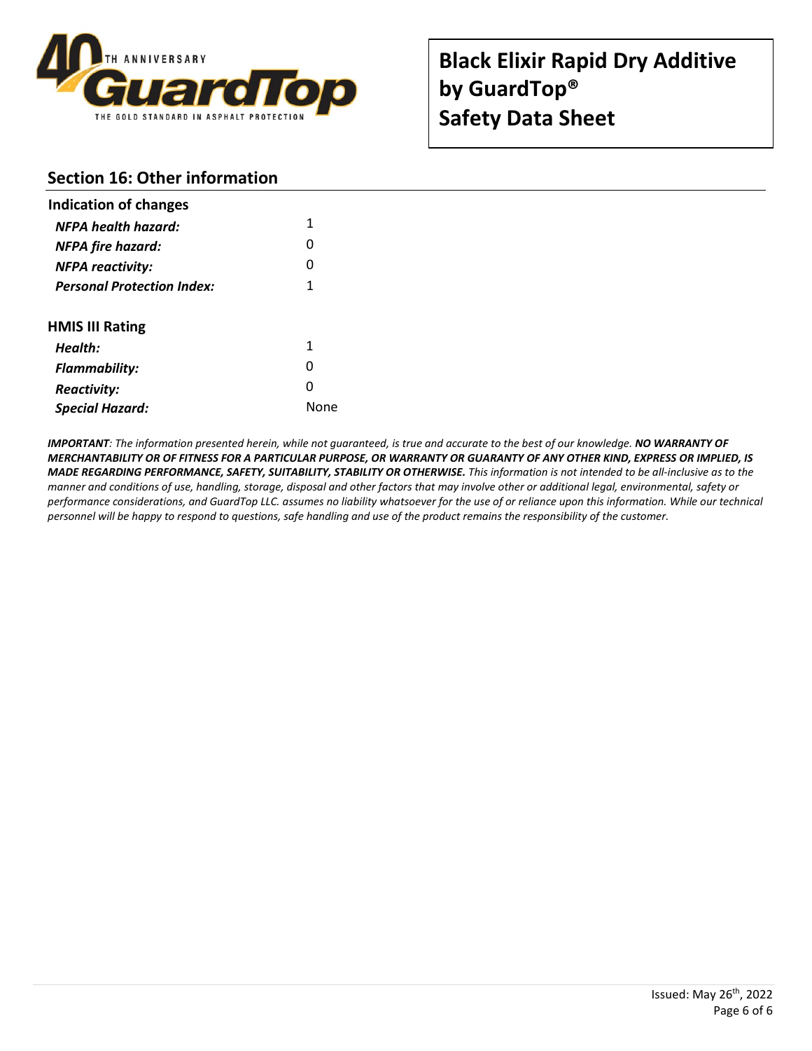## Section 16: Other information

### Indication of changes

| | |
|---|---|
| ***NFPA health hazard:*** | 1 |
| ***NFPA fire hazard:*** | 0 |
| ***NFPA reactivity:*** | 0 |
| ***Personal Protection Index:*** | 1 |

### HMIS III Rating

| | |
|---|---|
| ***Health:*** | 1 |
| ***Flammability:*** | 0 |
| ***Reactivity:*** | 0 |
| ***Special Hazard:*** | None |

***IMPORTANT****: The information presented herein, while not guaranteed, is true and accurate to the best of our knowledge.* ***NO WARRANTY OF MERCHANTABILITY OR OF FITNESS FOR A PARTICULAR PURPOSE, OR WARRANTY OR GUARANTY OF ANY OTHER KIND, EXPRESS OR IMPLIED, IS MADE REGARDING PERFORMANCE, SAFETY, SUITABILITY, STABILITY OR OTHERWISE.*** *This information is not intended to be all-inclusive as to the manner and conditions of use, handling, storage, disposal and other factors that may involve other or additional legal, environmental, safety or performance considerations, and GuardTop LLC. assumes no liability whatsoever for the use of or reliance upon this information. While our technical personnel will be happy to respond to questions, safe handling and use of the product remains the responsibility of the customer.*